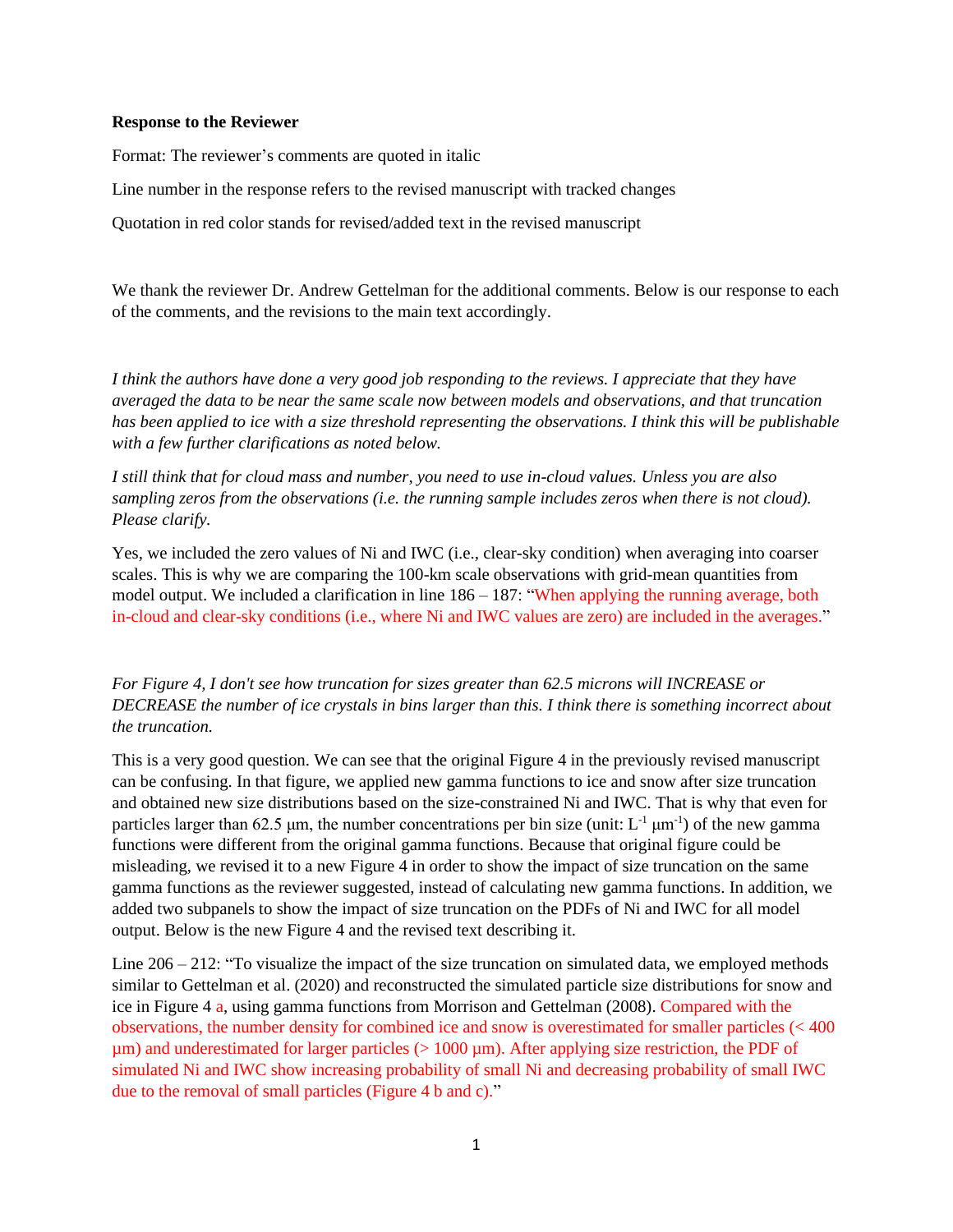**Response to the Reviewer**

Format: The reviewer's comments are quoted in italic

Line number in the response refers to the revised manuscript with tracked changes

Quotation in red color stands for revised/added text in the revised manuscript

We thank the reviewer Dr. Andrew Gettelman for the additional comments. Below is our response to each of the comments, and the revisions to the main text accordingly.

*I think the authors have done a very good job responding to the reviews. I appreciate that they have averaged the data to be near the same scale now between models and observations, and that truncation has been applied to ice with a size threshold representing the observations. I think this will be publishable with a few further clarifications as noted below.*

*I still think that for cloud mass and number, you need to use in-cloud values. Unless you are also sampling zeros from the observations (i.e. the running sample includes zeros when there is not cloud). Please clarify.*

Yes, we included the zero values of Ni and IWC (i.e., clear-sky condition) when averaging into coarser scales. This is why we are comparing the 100-km scale observations with grid-mean quantities from model output. We included a clarification in line 186 – 187: "When applying the running average, both in-cloud and clear-sky conditions (i.e., where Ni and IWC values are zero) are included in the averages."

*For Figure 4, I don't see how truncation for sizes greater than 62.5 microns will INCREASE or DECREASE the number of ice crystals in bins larger than this. I think there is something incorrect about the truncation.*

This is a very good question. We can see that the original Figure 4 in the previously revised manuscript can be confusing. In that figure, we applied new gamma functions to ice and snow after size truncation and obtained new size distributions based on the size-constrained Ni and IWC. That is why that even for particles larger than 62.5 μm, the number concentrations per bin size (unit: $L^{-1}$ $\mu m^{-1}$) of the new gamma functions were different from the original gamma functions. Because that original figure could be misleading, we revised it to a new Figure 4 in order to show the impact of size truncation on the same gamma functions as the reviewer suggested, instead of calculating new gamma functions. In addition, we added two subpanels to show the impact of size truncation on the PDFs of Ni and IWC for all model output. Below is the new Figure 4 and the revised text describing it.

Line 206 – 212: "To visualize the impact of the size truncation on simulated data, we employed methods similar to Gettelman et al. (2020) and reconstructed the simulated particle size distributions for snow and ice in Figure 4 a, using gamma functions from Morrison and Gettelman (2008). Compared with the observations, the number density for combined ice and snow is overestimated for smaller particles (< 400 μm) and underestimated for larger particles (> 1000 μm). After applying size restriction, the PDF of simulated Ni and IWC show increasing probability of small Ni and decreasing probability of small IWC due to the removal of small particles (Figure 4 b and c)."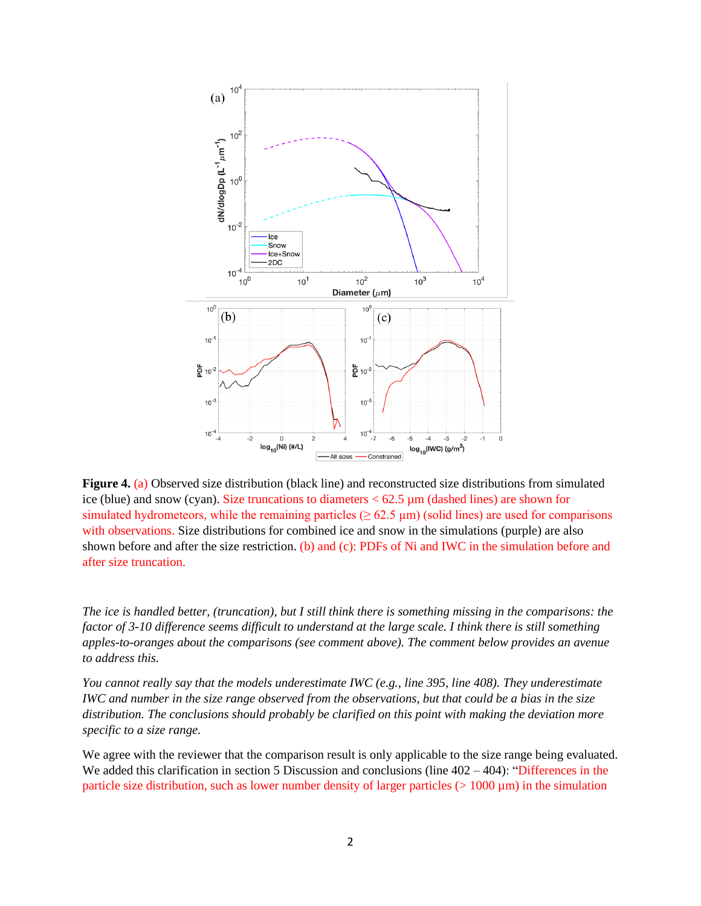**Figure 4.** (a) Observed size distribution (black line) and reconstructed size distributions from simulated ice (blue) and snow (cyan). Size truncations to diameters < 62.5 μm (dashed lines) are shown for simulated hydrometeors, while the remaining particles (≥ 62.5 μm) (solid lines) are used for comparisons with observations. Size distributions for combined ice and snow in the simulations (purple) are also shown before and after the size restriction. (b) and (c): PDFs of Ni and IWC in the simulation before and after size truncation.

*The ice is handled better, (truncation), but I still think there is something missing in the comparisons: the factor of 3-10 difference seems difficult to understand at the large scale. I think there is still something apples-to-oranges about the comparisons (see comment above). The comment below provides an avenue to address this.*

*You cannot really say that the models underestimate IWC (e.g., line 395, line 408). They underestimate IWC and number in the size range observed from the observations, but that could be a bias in the size distribution. The conclusions should probably be clarified on this point with making the deviation more specific to a size range.*

We agree with the reviewer that the comparison result is only applicable to the size range being evaluated. We added this clarification in section 5 Discussion and conclusions (line 402 – 404): "Differences in the particle size distribution, such as lower number density of larger particles (> 1000 μm) in the simulation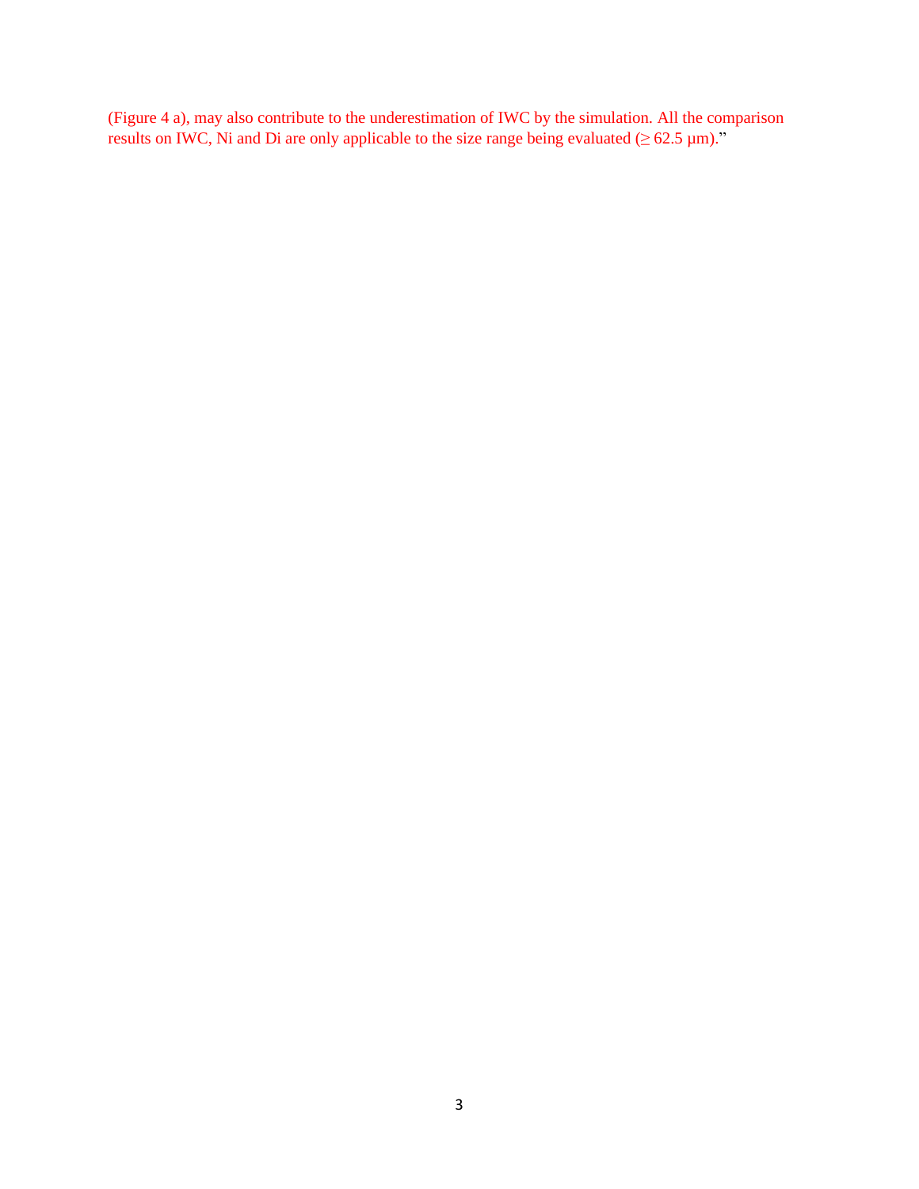(Figure 4 a), may also contribute to the underestimation of IWC by the simulation. All the comparison results on IWC, Ni and Di are only applicable to the size range being evaluated ($\geq$ 62.5 μm)."